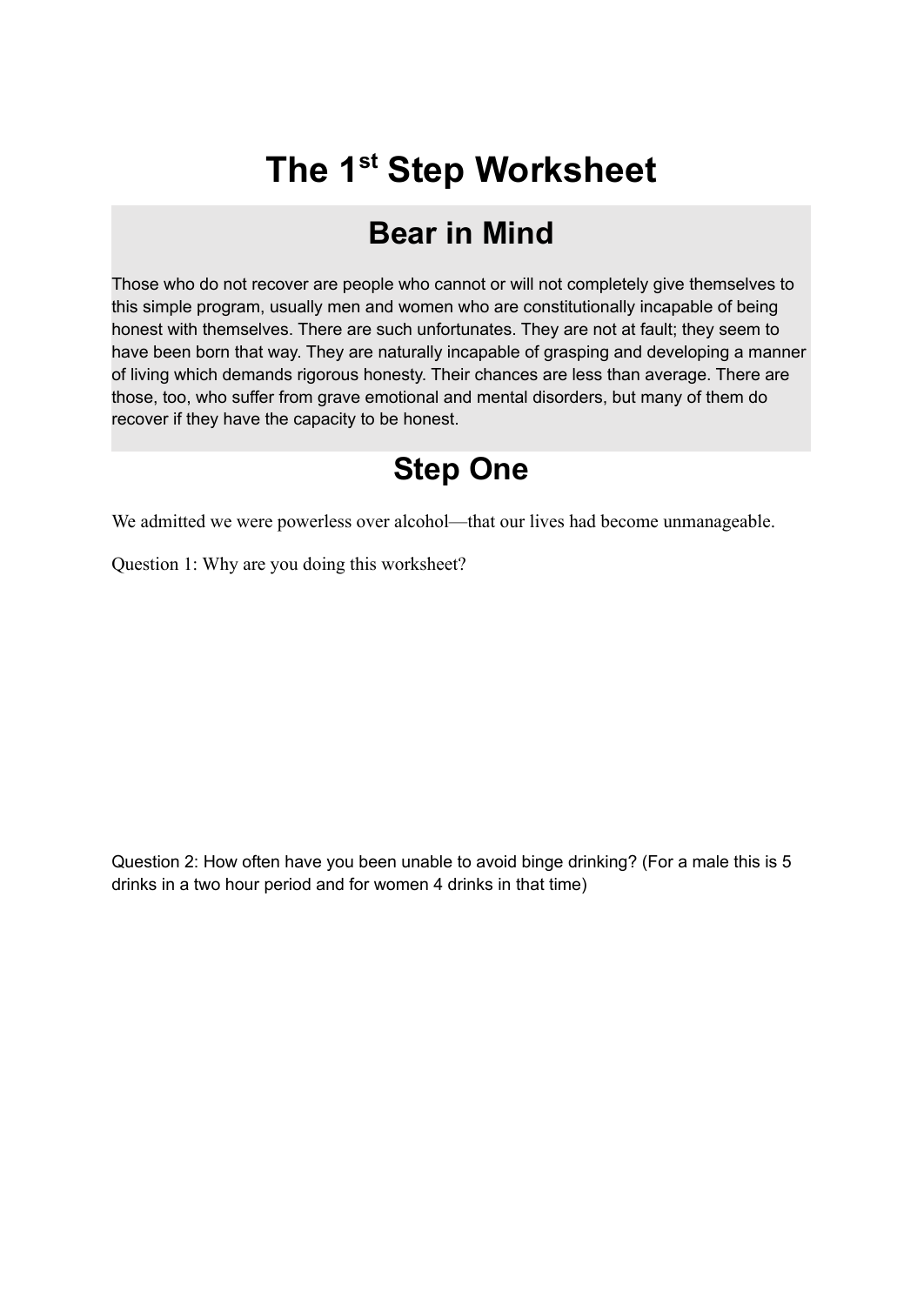# The 1st Step Worksheet

## Bear in Mind

Those who do not recover are people who cannot or will not completely give themselves to this simple program, usually men and women who are constitutionally incapable of being honest with themselves. There are such unfortunates. They are not at fault; they seem to have been born that way. They are naturally incapable of grasping and developing a manner of living which demands rigorous honesty. Their chances are less than average. There are those, too, who suffer from grave emotional and mental disorders, but many of them do recover if they have the capacity to be honest.

## Step One

We admitted we were powerless over alcohol—that our lives had become unmanageable.

Question 1: Why are you doing this worksheet?

Question 2: How often have you been unable to avoid binge drinking? (For a male this is 5 drinks in a two hour period and for women 4 drinks in that time)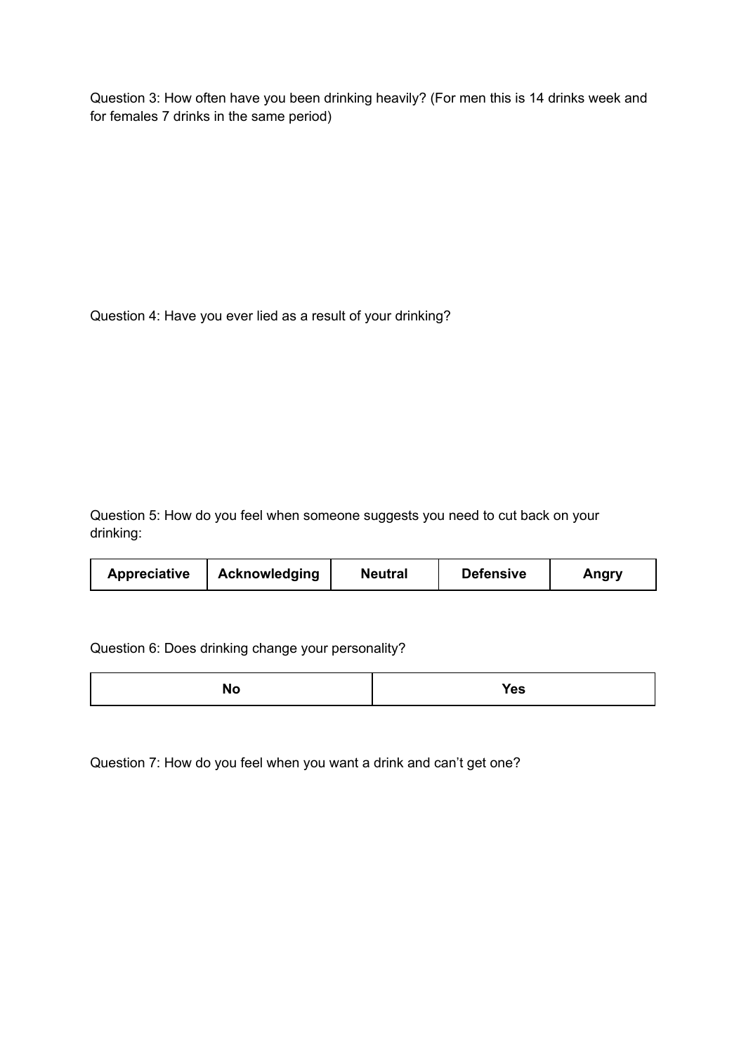Question 3: How often have you been drinking heavily? (For men this is 14 drinks week and for females 7 drinks in the same period)

Question 4: Have you ever lied as a result of your drinking?

Question 5: How do you feel when someone suggests you need to cut back on your drinking:

| Appreciative | Acknowledging | Neutral | Defensive | Angry |
|---|---|---|---|---|

Question 6: Does drinking change your personality?

| No | Yes |
|---|---|

Question 7: How do you feel when you want a drink and can't get one?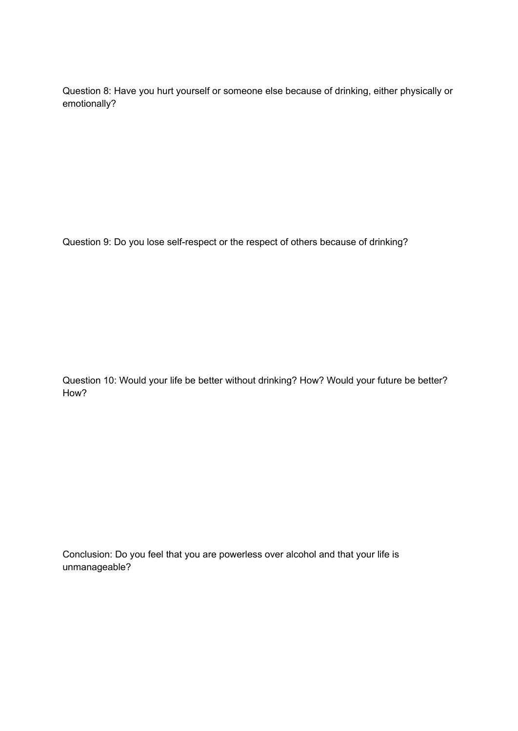Question 8: Have you hurt yourself or someone else because of drinking, either physically or emotionally?

Question 9: Do you lose self-respect or the respect of others because of drinking?

Question 10: Would your life be better without drinking? How? Would your future be better? How?

Conclusion: Do you feel that you are powerless over alcohol and that your life is unmanageable?